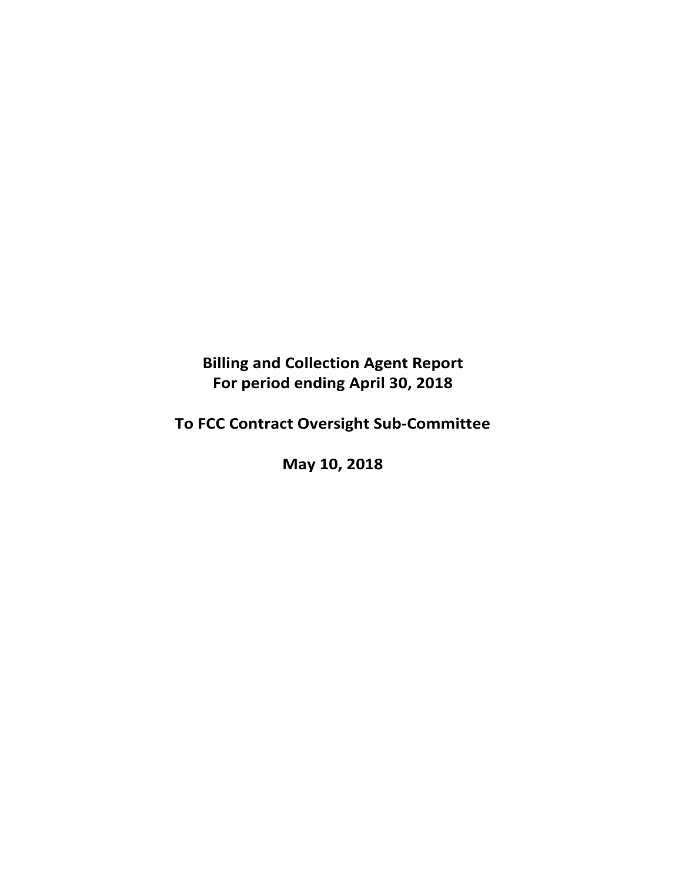# Billing and Collection Agent Report
## For period ending April 30, 2018

## To FCC Contract Oversight Sub-Committee

## May 10, 2018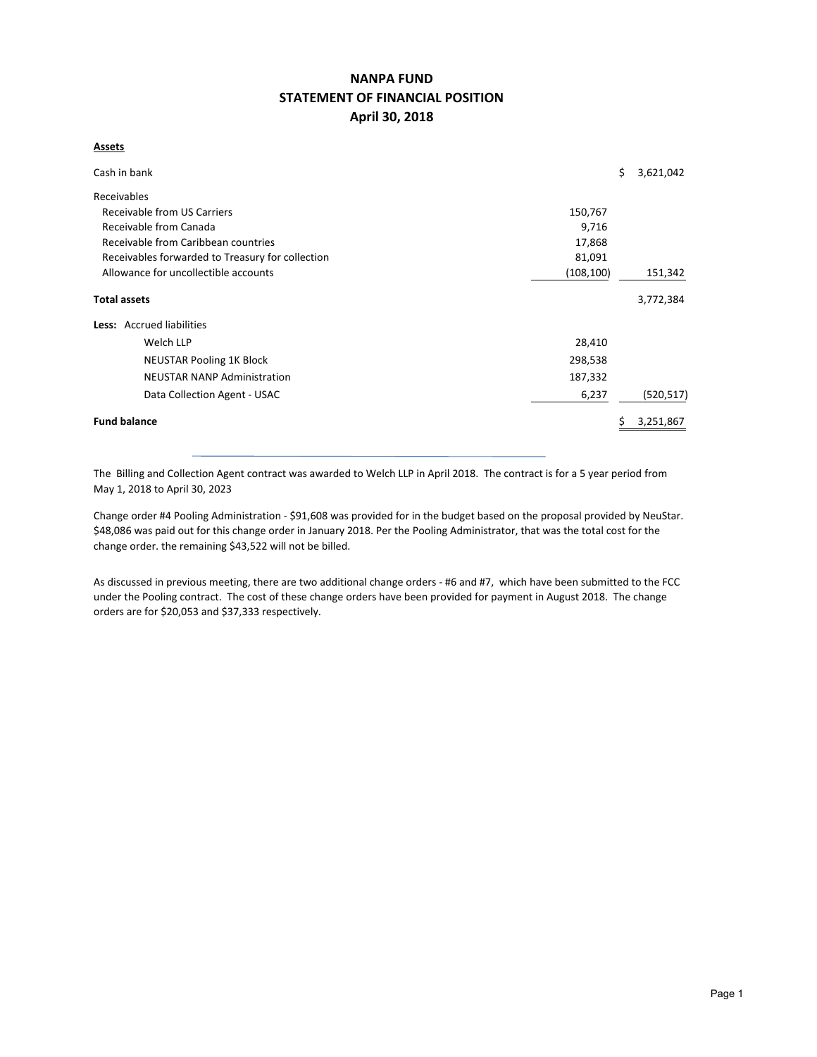# NANPA FUND
## STATEMENT OF FINANCIAL POSITION
### April 30, 2018

**Assets**

| | | |
|---|---|---|
| Cash in bank | | $ 3,621,042 |
| Receivables | | |
| Receivable from US Carriers | 150,767 | |
| Receivable from Canada | 9,716 | |
| Receivable from Caribbean countries | 17,868 | |
| Receivables forwarded to Treasury for collection | 81,091 | |
| Allowance for uncollectible accounts | (108,100) | 151,342 |
| **Total assets** | | 3,772,384 |
| **Less:** Accrued liabilities | | |
| Welch LLP | 28,410 | |
| NEUSTAR Pooling 1K Block | 298,538 | |
| NEUSTAR NANP Administration | 187,332 | |
| Data Collection Agent - USAC | 6,237 | (520,517) |
| **Fund balance** | | $ 3,251,867 |

The Billing and Collection Agent contract was awarded to Welch LLP in April 2018. The contract is for a 5 year period from May 1, 2018 to April 30, 2023

Change order #4 Pooling Administration - $91,608 was provided for in the budget based on the proposal provided by NeuStar. $48,086 was paid out for this change order in January 2018. Per the Pooling Administrator, that was the total cost for the change order. the remaining $43,522 will not be billed.

As discussed in previous meeting, there are two additional change orders - #6 and #7, which have been submitted to the FCC under the Pooling contract. The cost of these change orders have been provided for payment in August 2018. The change orders are for $20,053 and $37,333 respectively.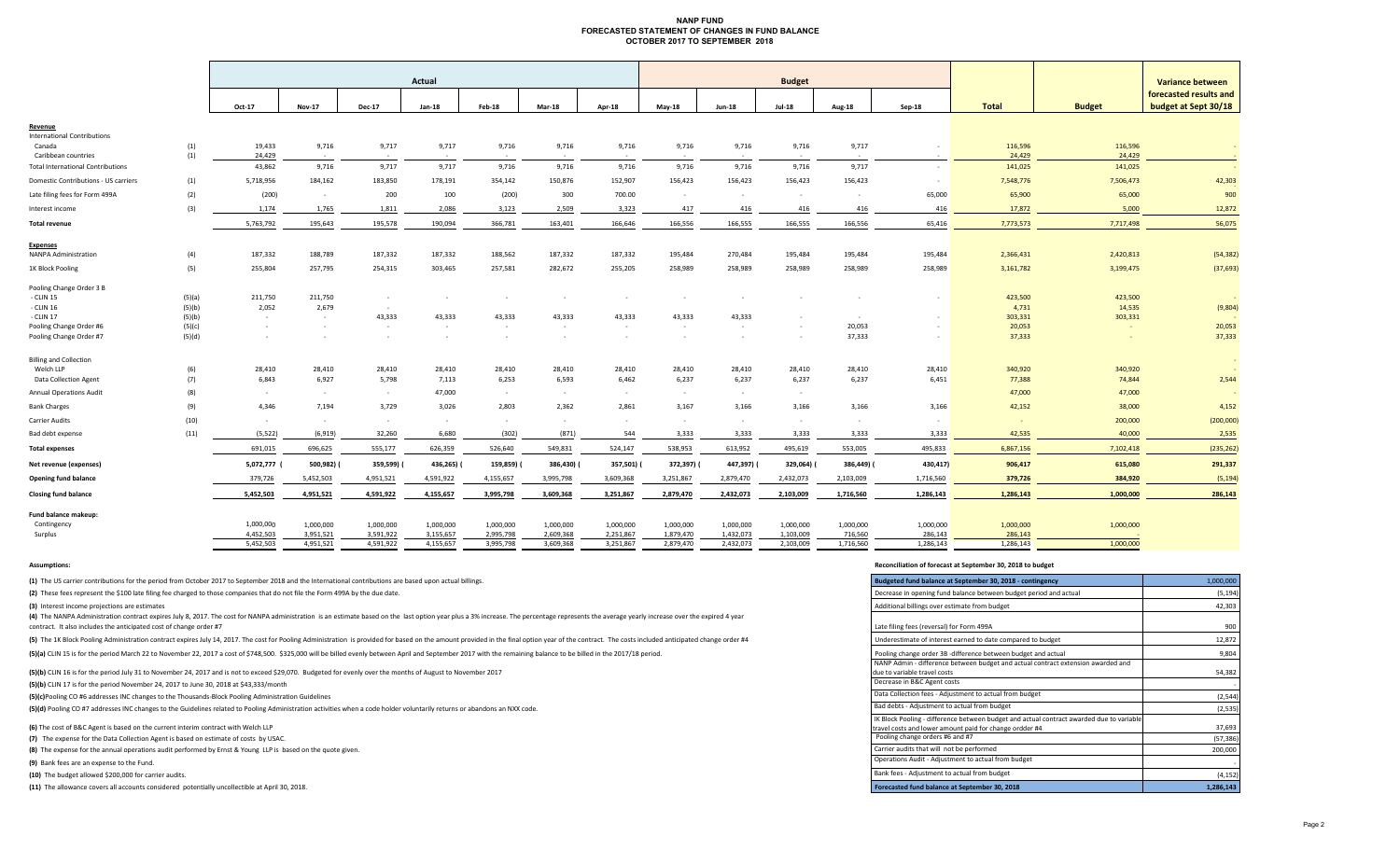# NANP FUND
## FORECASTED STATEMENT OF CHANGES IN FUND BALANCE
### OCTOBER 2017 TO SEPTEMBER 2018

| | | Actual | | | | | | | Budget | | | | | | | Variance between forecasted results and budget at Sept 30/18 |
|---|---|---|---|---|---|---|---|---|---|---|---|---|---|---|---|---|
| | | Oct-17 | Nov-17 | Dec-17 | Jan-18 | Feb-18 | Mar-18 | Apr-18 | May-18 | Jun-18 | Jul-18 | Aug-18 | Sep-18 | Total | Budget | |
| **Revenue** | | | | | | | | | | | | | | | | |
| International Contributions | | | | | | | | | | | | | | | | |
| Canada | (1) | 19,433 | 9,716 | 9,717 | 9,717 | 9,716 | 9,716 | 9,716 | 9,716 | 9,716 | 9,716 | 9,717 | - | 116,596 | 116,596 | - |
| Caribbean countries | (1) | 24,429 | - | - | - | - | - | - | - | - | - | - | - | 24,429 | 24,429 | - |
| Total International Contributions | | 43,862 | 9,716 | 9,717 | 9,717 | 9,716 | 9,716 | 9,716 | 9,716 | 9,716 | 9,716 | 9,717 | - | 141,025 | 141,025 | - |
| Domestic Contributions - US carriers | (1) | 5,718,956 | 184,162 | 183,850 | 178,191 | 354,142 | 150,876 | 152,907 | 156,423 | 156,423 | 156,423 | 156,423 | - | 7,548,776 | 7,506,473 | 42,303 |
| Late filing fees for Form 499A | (2) | (200) | - | 200 | 100 | (200) | 300 | 700.00 | - | - | - | - | 65,000 | 65,900 | 65,000 | 900 |
| Interest income | (3) | 1,174 | 1,765 | 1,811 | 2,086 | 3,123 | 2,509 | 3,323 | 417 | 416 | 416 | 416 | 416 | 17,872 | 5,000 | 12,872 |
| **Total revenue** | | 5,763,792 | 195,643 | 195,578 | 190,094 | 366,781 | 163,401 | 166,646 | 166,556 | 166,555 | 166,555 | 166,556 | 65,416 | 7,773,573 | 7,717,498 | 56,075 |
| **Expenses** | | | | | | | | | | | | | | | | |
| NANPA Administration | (4) | 187,332 | 188,789 | 187,332 | 187,332 | 188,562 | 187,332 | 187,332 | 195,484 | 270,484 | 195,484 | 195,484 | 195,484 | 2,366,431 | 2,420,813 | (54,382) |
| 1K Block Pooling | (5) | 255,804 | 257,795 | 254,315 | 303,465 | 257,581 | 282,672 | 255,205 | 258,989 | 258,989 | 258,989 | 258,989 | 258,989 | 3,161,782 | 3,199,475 | (37,693) |
| Pooling Change Order 3 B | | | | | | | | | | | | | | | | |
| - CLIN 15 | (5)(a) | 211,750 | 211,750 | - | - | - | - | - | - | - | - | - | - | 423,500 | 423,500 | - |
| - CLIN 16 | (5)(b) | 2,052 | 2,679 | - | | | | | | | | | | 4,731 | 14,535 | (9,804) |
| - CLIN 17 | (5)(b) | - | - | 43,333 | 43,333 | 43,333 | 43,333 | 43,333 | 43,333 | 43,333 | - | - | - | 303,331 | 303,331 | - |
| Pooling Change Order #6 | (5)(c) | - | - | - | - | - | - | - | - | - | - | 20,053 | - | 20,053 | - | 20,053 |
| Pooling Change Order #7 | (5)(d) | - | - | - | - | - | - | - | - | - | - | 37,333 | - | 37,333 | - | 37,333 |
| Billing and Collection | | | | | | | | | | | | | | | | - |
| Welch LLP | (6) | 28,410 | 28,410 | 28,410 | 28,410 | 28,410 | 28,410 | 28,410 | 28,410 | 28,410 | 28,410 | 28,410 | 28,410 | 340,920 | 340,920 | - |
| Data Collection Agent | (7) | 6,843 | 6,927 | 5,798 | 7,113 | 6,253 | 6,593 | 6,462 | 6,237 | 6,237 | 6,237 | 6,237 | 6,451 | 77,388 | 74,844 | 2,544 |
| Annual Operations Audit | (8) | - | - | - | 47,000 | - | - | - | - | - | - | | | 47,000 | 47,000 | - |
| Bank Charges | (9) | 4,346 | 7,194 | 3,729 | 3,026 | 2,803 | 2,362 | 2,861 | 3,167 | 3,166 | 3,166 | 3,166 | 3,166 | 42,152 | 38,000 | 4,152 |
| Carrier Audits | (10) | - | - | - | - | - | - | - | - | - | - | - | - | - | 200,000 | (200,000) |
| Bad debt expense | (11) | (5,522) | (6,919) | 32,260 | 6,680 | (302) | (871) | 544 | 3,333 | 3,333 | 3,333 | 3,333 | 3,333 | 42,535 | 40,000 | 2,535 |
| **Total expenses** | | 691,015 | 696,625 | 555,177 | 626,359 | 526,640 | 549,831 | 524,147 | 538,953 | 613,952 | 495,619 | 553,005 | 495,833 | 6,867,156 | 7,102,418 | (235,262) |
| **Net revenue (expenses)** | | 5,072,777 | (500,982) | (359,599) | (436,265) | (159,859) | (386,430) | (357,501) | (372,397) | (447,397) | (329,064) | (386,449) | (430,417) | 906,417 | 615,080 | 291,337 |
| **Opening fund balance** | | 379,726 | 5,452,503 | 4,951,521 | 4,591,922 | 4,155,657 | 3,995,798 | 3,609,368 | 3,251,867 | 2,879,470 | 2,432,073 | 2,103,009 | 1,716,560 | 379,726 | 384,920 | (5,194) |
| **Closing fund balance** | | 5,452,503 | 4,951,521 | 4,591,922 | 4,155,657 | 3,995,798 | 3,609,368 | 3,251,867 | 2,879,470 | 2,432,073 | 2,103,009 | 1,716,560 | 1,286,143 | 1,286,143 | 1,000,000 | 286,143 |
| **Fund balance makeup:** | | | | | | | | | | | | | | | | |
| Contingency | | 1,000,000 | 1,000,000 | 1,000,000 | 1,000,000 | 1,000,000 | 1,000,000 | 1,000,000 | 1,000,000 | 1,000,000 | 1,000,000 | 1,000,000 | 1,000,000 | 1,000,000 | 1,000,000 | |
| Surplus | | 4,452,503 | 3,951,521 | 3,591,922 | 3,155,657 | 2,995,798 | 2,609,368 | 2,251,867 | 1,879,470 | 1,432,073 | 1,103,009 | 716,560 | 286,143 | 286,143 | - | |
| | | 5,452,503 | 4,951,521 | 4,591,922 | 4,155,657 | 3,995,798 | 3,609,368 | 3,251,867 | 2,879,470 | 2,432,073 | 2,103,009 | 1,716,560 | 1,286,143 | 1,286,143 | 1,000,000 | |

**Assumptions:**

**(1)** The US carrier contributions for the period from October 2017 to September 2018 and the International contributions are based upon actual billings.

**(2)** These fees represent the $100 late filing fee charged to those companies that do not file the Form 499A by the due date.

**(3)** Interest income projections are estimates

**(4)** The NANPA Administration contract expires July 8, 2017. The cost for NANPA administration is an estimate based on the last option year plus a 3% increase. The percentage represents the average yearly increase over the expired 4 year contract. It also includes the anticipated cost of change order #7

**(5)** The 1K Block Pooling Administration contract expires July 14, 2017. The cost for Pooling Administration is provided for based on the amount provided in the final option year of the contract. The costs included anticipated change order #4

**(5)(a)** CLIN 15 is for the period March 22 to November 22, 2017 a cost of $748,500. $325,000 will be billed evenly between April and September 2017 with the remaining balance to be billed in the 2017/18 period.

**(5)(b)** CLIN 16 is for the period July 31 to November 24, 2017 and is not to exceed $29,070. Budgeted for evenly over the months of August to November 2017

**(5)(b)** CLIN 17 is for the period November 24, 2017 to June 30, 2018 at $43,333/month

**(5)(c)**Pooling CO #6 addresses INC changes to the Thousands-Block Pooling Administration Guidelines

**(5)(d)** Pooling CO #7 addresses INC changes to the Guidelines related to Pooling Administration activities when a code holder voluntarily returns or abandons an NXX code.

**(6)** The cost of B&C Agent is based on the current interim contract with Welch LLP

**(7)** The expense for the Data Collection Agent is based on estimate of costs by USAC.

**(8)** The expense for the annual operations audit performed by Ernst & Young LLP is based on the quote given.

**(9)** Bank fees are an expense to the Fund.

**(10)** The budget allowed $200,000 for carrier audits.

**(11)** The allowance covers all accounts considered potentially uncollectible at April 30, 2018.

**Reconciliation of forecast at September 30, 2018 to budget**

| Item | Amount |
|---|---|
| **Budgeted fund balance at September 30, 2018 - contingency** | 1,000,000 |
| Decrease in opening fund balance between budget period and actual | (5,194) |
| Additional billings over estimate from budget | 42,303 |
| Late filing fees (reversal) for Form 499A | 900 |
| Underestimate of interest earned to date compared to budget | 12,872 |
| Pooling change order 3B -difference between budget and actual | 9,804 |
| NANP Admin - difference between budget and actual contract extension awarded and due to variable travel costs | 54,382 |
| Decrease in B&C Agent costs | - |
| Data Collection fees - Adjustment to actual from budget | (2,544) |
| Bad debts - Adjustment to actual from budget | (2,535) |
| IK Block Pooling - difference between budget and actual contract awarded due to variable travel costs and lower amount paid for change ordder #4 | 37,693 |
| Pooling change orders #6 and #7 | (57,386) |
| Carrier audits that will not be performed | 200,000 |
| Operations Audit - Adjustment to actual from budget | - |
| Bank fees - Adjustment to actual from budget | (4,152) |
| **Forecasted fund balance at September 30, 2018** | **1,286,143** |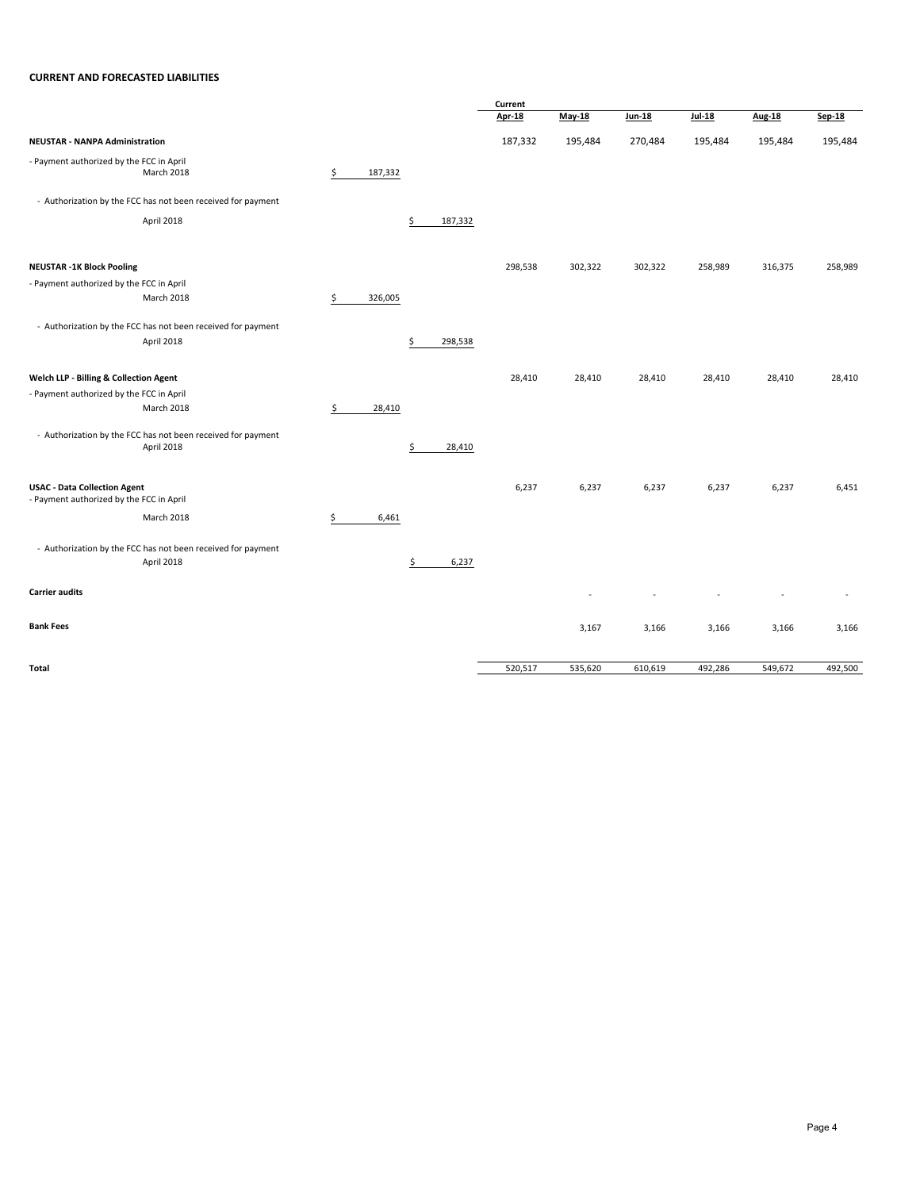**CURRENT AND FORECASTED LIABILITIES**

| | | | Current Apr-18 | May-18 | Jun-18 | Jul-18 | Aug-18 | Sep-18 |
|---|---|---|---|---|---|---|---|---|
| **NEUSTAR - NANPA Administration** | | | 187,332 | 195,484 | 270,484 | 195,484 | 195,484 | 195,484 |
| - Payment authorized by the FCC in April | | | | | | | | |
| March 2018 | $ 187,332 | | | | | | | |
| - Authorization by the FCC has not been received for payment | | | | | | | | |
| April 2018 | | $ 187,332 | | | | | | |
| **NEUSTAR -1K Block Pooling** | | | 298,538 | 302,322 | 302,322 | 258,989 | 316,375 | 258,989 |
| - Payment authorized by the FCC in April | | | | | | | | |
| March 2018 | $ 326,005 | | | | | | | |
| - Authorization by the FCC has not been received for payment | | | | | | | | |
| April 2018 | | $ 298,538 | | | | | | |
| **Welch LLP - Billing & Collection Agent** | | | 28,410 | 28,410 | 28,410 | 28,410 | 28,410 | 28,410 |
| - Payment authorized by the FCC in April | | | | | | | | |
| March 2018 | $ 28,410 | | | | | | | |
| - Authorization by the FCC has not been received for payment | | | | | | | | |
| April 2018 | | $ 28,410 | | | | | | |
| **USAC - Data Collection Agent** | | | 6,237 | 6,237 | 6,237 | 6,237 | 6,237 | 6,451 |
| - Payment authorized by the FCC in April | | | | | | | | |
| March 2018 | $ 6,461 | | | | | | | |
| - Authorization by the FCC has not been received for payment | | | | | | | | |
| April 2018 | | $ 6,237 | | | | | | |
| **Carrier audits** | | | | - | - | - | - | - |
| **Bank Fees** | | | | 3,167 | 3,166 | 3,166 | 3,166 | 3,166 |
| **Total** | | | 520,517 | 535,620 | 610,619 | 492,286 | 549,672 | 492,500 |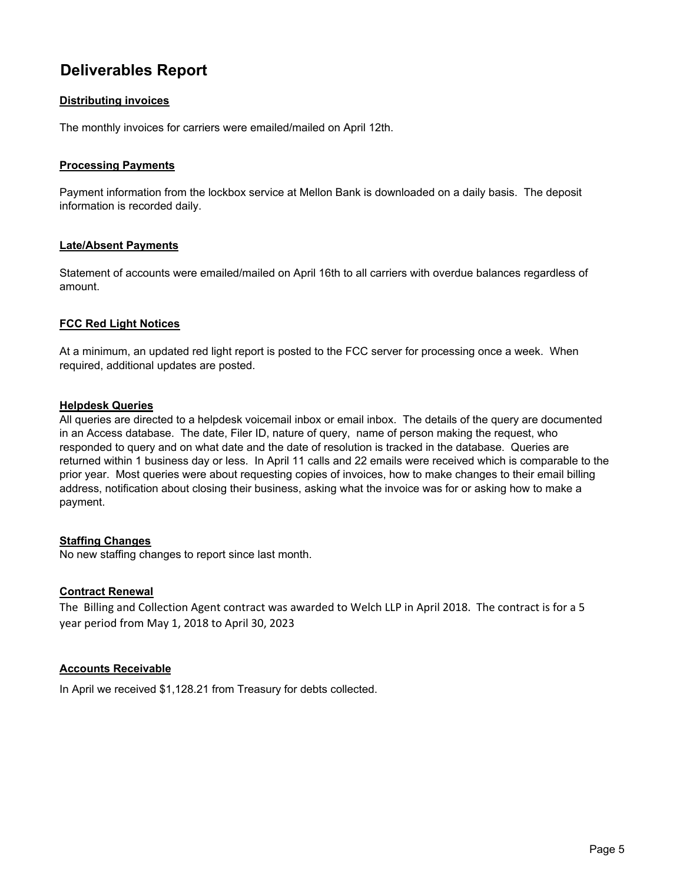# Deliverables Report

**Distributing invoices**

The monthly invoices for carriers were emailed/mailed on April 12th.

**Processing Payments**

Payment information from the lockbox service at Mellon Bank is downloaded on a daily basis. The deposit information is recorded daily.

**Late/Absent Payments**

Statement of accounts were emailed/mailed on April 16th to all carriers with overdue balances regardless of amount.

**FCC Red Light Notices**

At a minimum, an updated red light report is posted to the FCC server for processing once a week. When required, additional updates are posted.

**Helpdesk Queries**

All queries are directed to a helpdesk voicemail inbox or email inbox. The details of the query are documented in an Access database. The date, Filer ID, nature of query, name of person making the request, who responded to query and on what date and the date of resolution is tracked in the database. Queries are returned within 1 business day or less. In April 11 calls and 22 emails were received which is comparable to the prior year. Most queries were about requesting copies of invoices, how to make changes to their email billing address, notification about closing their business, asking what the invoice was for or asking how to make a payment.

**Staffing Changes**

No new staffing changes to report since last month.

**Contract Renewal**

The Billing and Collection Agent contract was awarded to Welch LLP in April 2018. The contract is for a 5 year period from May 1, 2018 to April 30, 2023

**Accounts Receivable**

In April we received $1,128.21 from Treasury for debts collected.